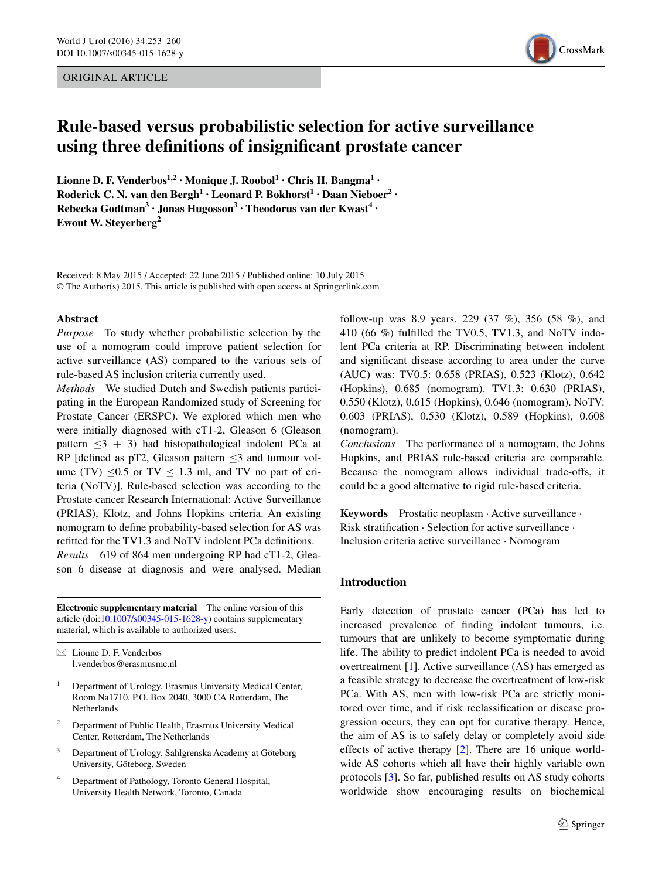ORIGINAL ARTICLE

# Rule-based versus probabilistic selection for active surveillance using three definitions of insignificant prostate cancer

**Lionne D. F. Venderbos[1,2] · Monique J. Roobol[1] · Chris H. Bangma[1] · Roderick C. N. van den Bergh[1] · Leonard P. Bokhorst[1] · Daan Nieboer[2] · Rebecka Godtman[3] · Jonas Hugosson[3] · Theodorus van der Kwast[4] · Ewout W. Steyerberg[2]**

Received: 8 May 2015 / Accepted: 22 June 2015 / Published online: 10 July 2015
© The Author(s) 2015. This article is published with open access at Springerlink.com

## Abstract

*Purpose* To study whether probabilistic selection by the use of a nomogram could improve patient selection for active surveillance (AS) compared to the various sets of rule-based AS inclusion criteria currently used.

*Methods* We studied Dutch and Swedish patients participating in the European Randomized study of Screening for Prostate Cancer (ERSPC). We explored which men who were initially diagnosed with cT1-2, Gleason 6 (Gleason pattern $\leq 3 + 3$) had histopathological indolent PCa at RP [defined as pT2, Gleason pattern $\leq 3$ and tumour volume (TV) $\leq 0.5$ or TV $\leq$ 1.3 ml, and TV no part of criteria (NoTV)]. Rule-based selection was according to the Prostate cancer Research International: Active Surveillance (PRIAS), Klotz, and Johns Hopkins criteria. An existing nomogram to define probability-based selection for AS was refitted for the TV1.3 and NoTV indolent PCa definitions.

*Results* 619 of 864 men undergoing RP had cT1-2, Gleason 6 disease at diagnosis and were analysed. Median follow-up was 8.9 years. 229 (37 %), 356 (58 %), and 410 (66 %) fulfilled the TV0.5, TV1.3, and NoTV indolent PCa criteria at RP. Discriminating between indolent and significant disease according to area under the curve (AUC) was: TV0.5: 0.658 (PRIAS), 0.523 (Klotz), 0.642 (Hopkins), 0.685 (nomogram). TV1.3: 0.630 (PRIAS), 0.550 (Klotz), 0.615 (Hopkins), 0.646 (nomogram). NoTV: 0.603 (PRIAS), 0.530 (Klotz), 0.589 (Hopkins), 0.608 (nomogram).

*Conclusions* The performance of a nomogram, the Johns Hopkins, and PRIAS rule-based criteria are comparable. Because the nomogram allows individual trade-offs, it could be a good alternative to rigid rule-based criteria.

**Keywords** Prostatic neoplasm · Active surveillance · Risk stratification · Selection for active surveillance · Inclusion criteria active surveillance · Nomogram

**Electronic supplementary material** The online version of this article (doi:10.1007/s00345-015-1628-y) contains supplementary material, which is available to authorized users.

✉ Lionne D. F. Venderbos
l.venderbos@erasmusmc.nl

[1] Department of Urology, Erasmus University Medical Center, Room Na1710, P.O. Box 2040, 3000 CA Rotterdam, The Netherlands

[2] Department of Public Health, Erasmus University Medical Center, Rotterdam, The Netherlands

[3] Department of Urology, Sahlgrenska Academy at Göteborg University, Göteborg, Sweden

[4] Department of Pathology, Toronto General Hospital, University Health Network, Toronto, Canada

## Introduction

Early detection of prostate cancer (PCa) has led to increased prevalence of finding indolent tumours, i.e. tumours that are unlikely to become symptomatic during life. The ability to predict indolent PCa is needed to avoid overtreatment [1]. Active surveillance (AS) has emerged as a feasible strategy to decrease the overtreatment of low-risk PCa. With AS, men with low-risk PCa are strictly monitored over time, and if risk reclassification or disease progression occurs, they can opt for curative therapy. Hence, the aim of AS is to safely delay or completely avoid side effects of active therapy [2]. There are 16 unique worldwide AS cohorts which all have their highly variable own protocols [3]. So far, published results on AS study cohorts worldwide show encouraging results on biochemical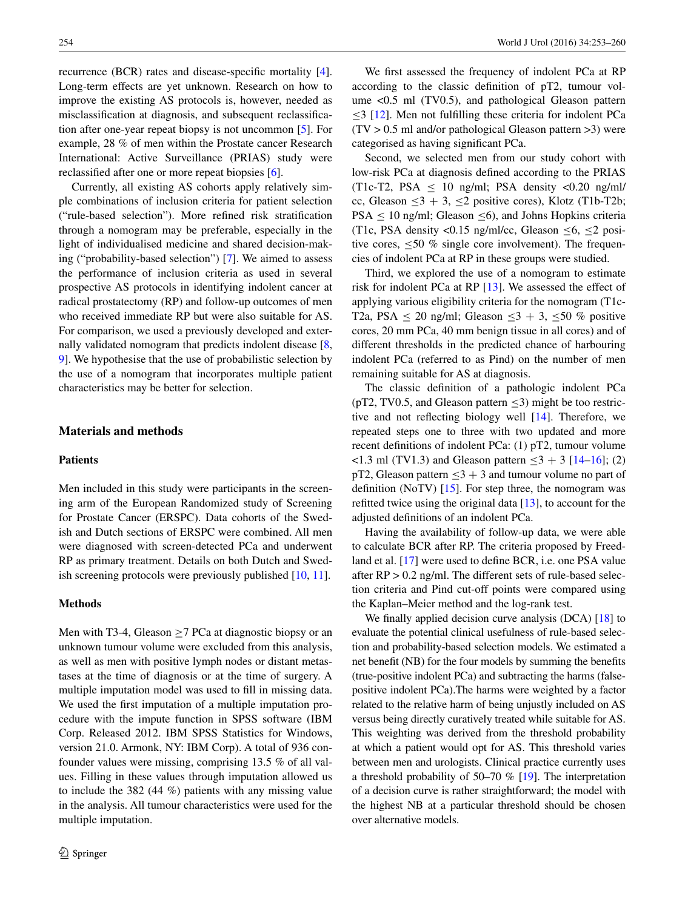recurrence (BCR) rates and disease-specific mortality [4]. Long-term effects are yet unknown. Research on how to improve the existing AS protocols is, however, needed as misclassification at diagnosis, and subsequent reclassification after one-year repeat biopsy is not uncommon [5]. For example, 28 % of men within the Prostate cancer Research International: Active Surveillance (PRIAS) study were reclassified after one or more repeat biopsies [6].

Currently, all existing AS cohorts apply relatively simple combinations of inclusion criteria for patient selection ("rule-based selection"). More refined risk stratification through a nomogram may be preferable, especially in the light of individualised medicine and shared decision-making ("probability-based selection") [7]. We aimed to assess the performance of inclusion criteria as used in several prospective AS protocols in identifying indolent cancer at radical prostatectomy (RP) and follow-up outcomes of men who received immediate RP but were also suitable for AS. For comparison, we used a previously developed and externally validated nomogram that predicts indolent disease [8, 9]. We hypothesise that the use of probabilistic selection by the use of a nomogram that incorporates multiple patient characteristics may be better for selection.

## Materials and methods

### Patients

Men included in this study were participants in the screening arm of the European Randomized study of Screening for Prostate Cancer (ERSPC). Data cohorts of the Swedish and Dutch sections of ERSPC were combined. All men were diagnosed with screen-detected PCa and underwent RP as primary treatment. Details on both Dutch and Swedish screening protocols were previously published [10, 11].

### Methods

Men with T3-4, Gleason ≥7 PCa at diagnostic biopsy or an unknown tumour volume were excluded from this analysis, as well as men with positive lymph nodes or distant metastases at the time of diagnosis or at the time of surgery. A multiple imputation model was used to fill in missing data. We used the first imputation of a multiple imputation procedure with the impute function in SPSS software (IBM Corp. Released 2012. IBM SPSS Statistics for Windows, version 21.0. Armonk, NY: IBM Corp). A total of 936 confounder values were missing, comprising 13.5 % of all values. Filling in these values through imputation allowed us to include the 382 (44 %) patients with any missing value in the analysis. All tumour characteristics were used for the multiple imputation.

We first assessed the frequency of indolent PCas at RP according to the classic definition of pT2, tumour volume <0.5 ml (TV0.5), and pathological Gleason pattern ≤3 [12]. Men not fulfilling these criteria for indolent PCa (TV > 0.5 ml and/or pathological Gleason pattern >3) were categorised as having significant PCa.

Second, we selected men from our study cohort with low-risk PCa at diagnosis defined according to the PRIAS (T1c-T2, PSA ≤ 10 ng/ml; PSA density <0.20 ng/ml/cc, Gleason ≤3 + 3, ≤2 positive cores), Klotz (T1b-T2b; PSA ≤ 10 ng/ml; Gleason ≤6), and Johns Hopkins criteria (T1c, PSA density <0.15 ng/ml/cc, Gleason ≤6, ≤2 positive cores, ≤50 % single core involvement). The frequencies of indolent PCa at RP in these groups were studied.

Third, we explored the use of a nomogram to estimate risk for indolent PCa at RP [13]. We assessed the effect of applying various eligibility criteria for the nomogram (T1c-T2a, PSA ≤ 20 ng/ml; Gleason ≤3 + 3, ≤50 % positive cores, 20 mm PCa, 40 mm benign tissue in all cores) and of different thresholds in the predicted chance of harbouring indolent PCa (referred to as Pind) on the number of men remaining suitable for AS at diagnosis.

The classic definition of a pathologic indolent PCa (pT2, TV0.5, and Gleason pattern ≤3) might be too restrictive and not reflecting biology well [14]. Therefore, we repeated steps one to three with two updated and more recent definitions of indolent PCa: (1) pT2, tumour volume <1.3 ml (TV1.3) and Gleason pattern ≤3 + 3 [14–16]; (2) pT2, Gleason pattern ≤3 + 3 and tumour volume no part of definition (NoTV) [15]. For step three, the nomogram was refitted twice using the original data [13], to account for the adjusted definitions of an indolent PCa.

Having the availability of follow-up data, we were able to calculate BCR after RP. The criteria proposed by Freedland et al. [17] were used to define BCR, i.e. one PSA value after RP > 0.2 ng/ml. The different sets of rule-based selection criteria and Pind cut-off points were compared using the Kaplan–Meier method and the log-rank test.

We finally applied decision curve analysis (DCA) [18] to evaluate the potential clinical usefulness of rule-based selection and probability-based selection models. We estimated a net benefit (NB) for the four models by summing the benefits (true-positive indolent PCa) and subtracting the harms (false-positive indolent PCa).The harms were weighted by a factor related to the relative harm of being unjustly included on AS versus being directly curatively treated while suitable for AS. This weighting was derived from the threshold probability at which a patient would opt for AS. This threshold varies between men and urologists. Clinical practice currently uses a threshold probability of 50–70 % [19]. The interpretation of a decision curve is rather straightforward; the model with the highest NB at a particular threshold should be chosen over alternative models.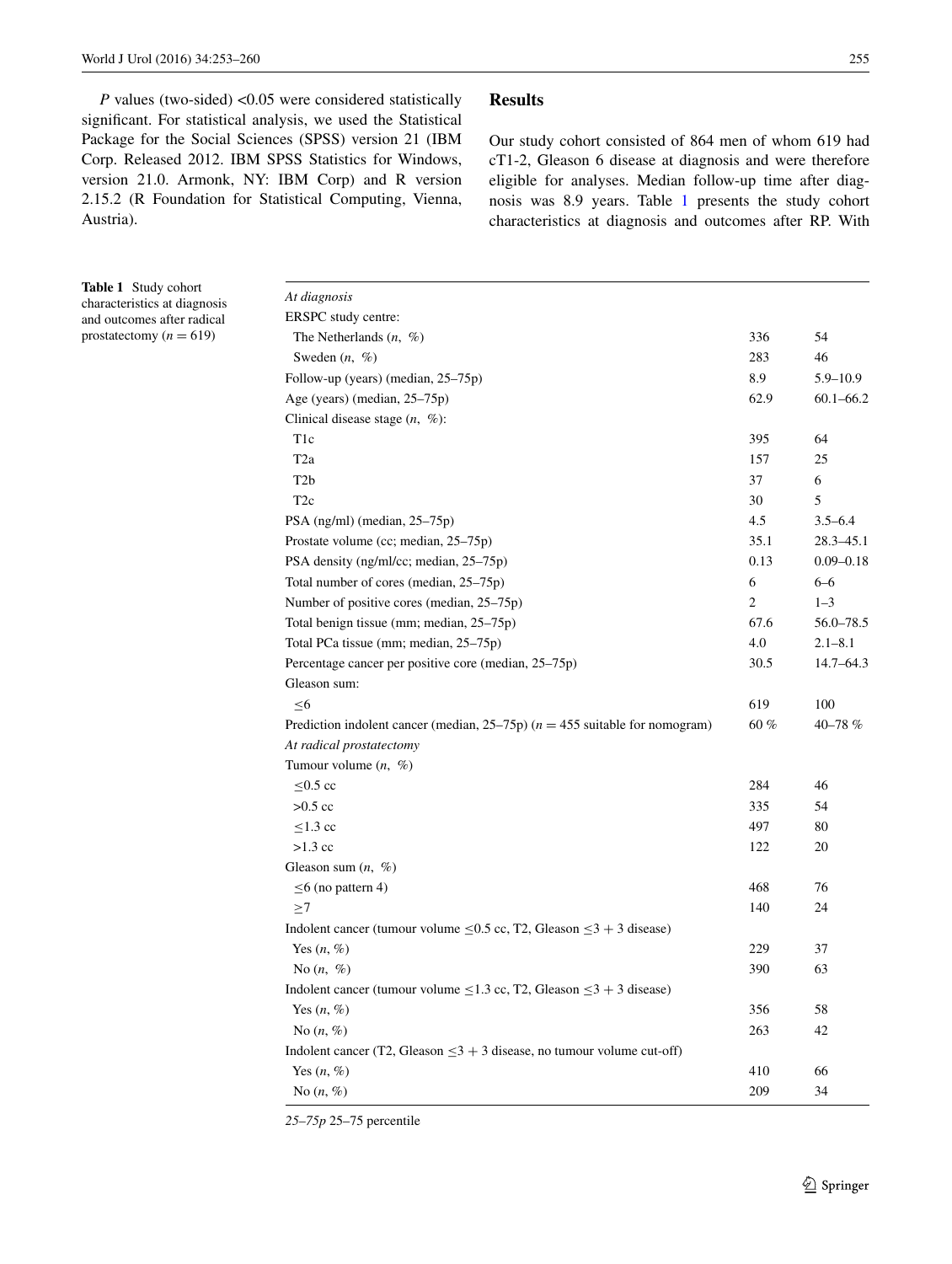*P* values (two-sided) <0.05 were considered statistically significant. For statistical analysis, we used the Statistical Package for the Social Sciences (SPSS) version 21 (IBM Corp. Released 2012. IBM SPSS Statistics for Windows, version 21.0. Armonk, NY: IBM Corp) and R version 2.15.2 (R Foundation for Statistical Computing, Vienna, Austria).

## Results

Our study cohort consisted of 864 men of whom 619 had cT1-2, Gleason 6 disease at diagnosis and were therefore eligible for analyses. Median follow-up time after diagnosis was 8.9 years. Table 1 presents the study cohort characteristics at diagnosis and outcomes after RP. With

**Table 1** Study cohort characteristics at diagnosis and outcomes after radical prostatectomy ($n = 619$)

| | | |
|---|---|---|
| *At diagnosis* | | |
| ERSPC study centre: | | |
| The Netherlands (*n*, %) | 336 | 54 |
| Sweden (*n*, %) | 283 | 46 |
| Follow-up (years) (median, 25–75p) | 8.9 | 5.9–10.9 |
| Age (years) (median, 25–75p) | 62.9 | 60.1–66.2 |
| Clinical disease stage (*n*, %): | | |
| T1c | 395 | 64 |
| T2a | 157 | 25 |
| T2b | 37 | 6 |
| T2c | 30 | 5 |
| PSA (ng/ml) (median, 25–75p) | 4.5 | 3.5–6.4 |
| Prostate volume (cc; median, 25–75p) | 35.1 | 28.3–45.1 |
| PSA density (ng/ml/cc; median, 25–75p) | 0.13 | 0.09–0.18 |
| Total number of cores (median, 25–75p) | 6 | 6–6 |
| Number of positive cores (median, 25–75p) | 2 | 1–3 |
| Total benign tissue (mm; median, 25–75p) | 67.6 | 56.0–78.5 |
| Total PCa tissue (mm; median, 25–75p) | 4.0 | 2.1–8.1 |
| Percentage cancer per positive core (median, 25–75p) | 30.5 | 14.7–64.3 |
| Gleason sum: | | |
| ≤6 | 619 | 100 |
| Prediction indolent cancer (median, 25–75p) ($n = 455$ suitable for nomogram) | 60 % | 40–78 % |
| *At radical prostatectomy* | | |
| Tumour volume (*n*, %) | | |
| ≤0.5 cc | 284 | 46 |
| >0.5 cc | 335 | 54 |
| ≤1.3 cc | 497 | 80 |
| >1.3 cc | 122 | 20 |
| Gleason sum (*n*, %) | | |
| ≤6 (no pattern 4) | 468 | 76 |
| ≥7 | 140 | 24 |
| Indolent cancer (tumour volume ≤0.5 cc, T2, Gleason ≤3 + 3 disease) | | |
| Yes (*n*, %) | 229 | 37 |
| No (*n*, %) | 390 | 63 |
| Indolent cancer (tumour volume ≤1.3 cc, T2, Gleason ≤3 + 3 disease) | | |
| Yes (*n*, %) | 356 | 58 |
| No (*n*, %) | 263 | 42 |
| Indolent cancer (T2, Gleason ≤3 + 3 disease, no tumour volume cut-off) | | |
| Yes (*n*, %) | 410 | 66 |
| No (*n*, %) | 209 | 34 |

*25–75p* 25–75 percentile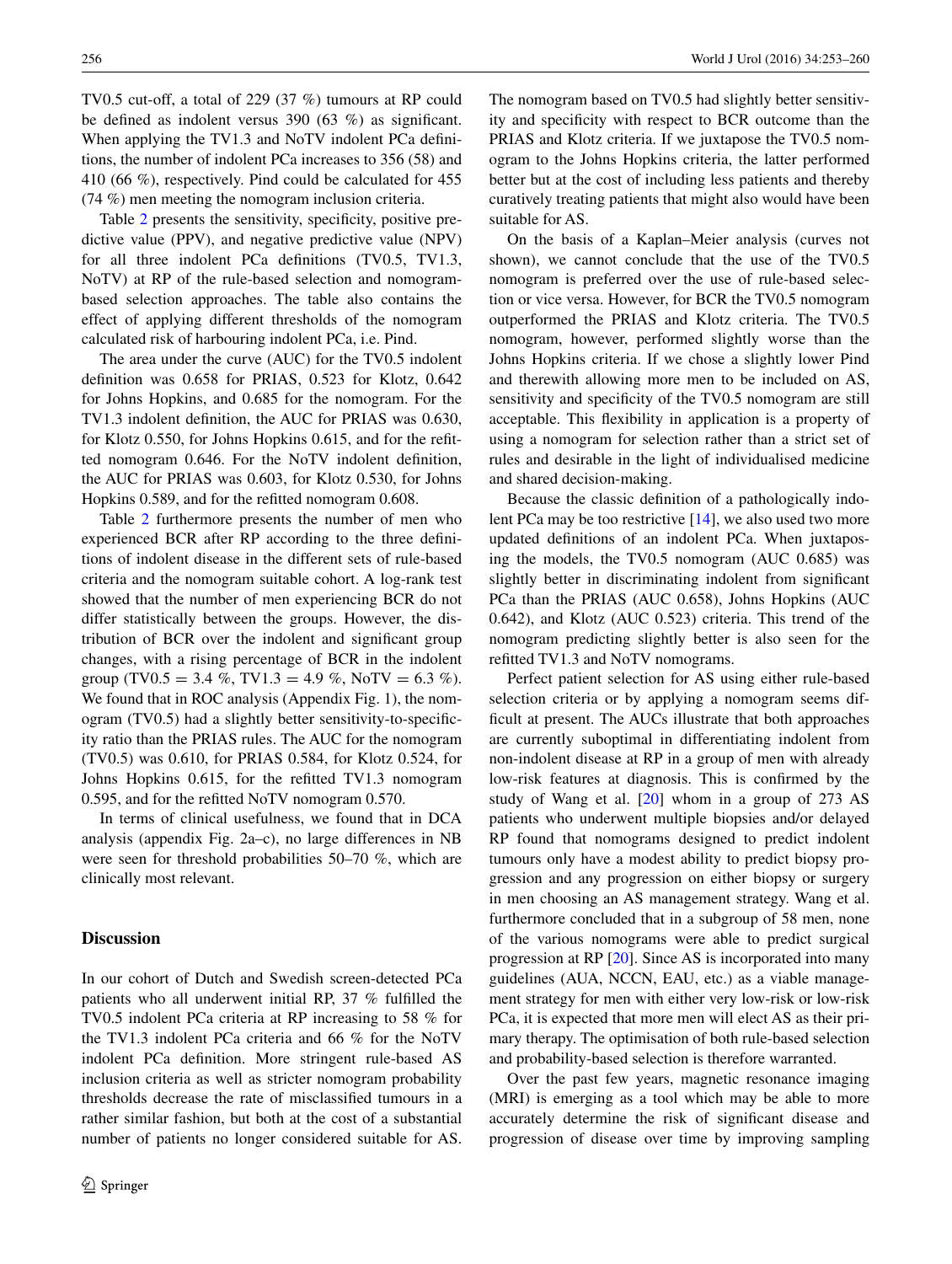TV0.5 cut-off, a total of 229 (37 %) tumours at RP could be defined as indolent versus 390 (63 %) as significant. When applying the TV1.3 and NoTV indolent PCa definitions, the number of indolent PCa increases to 356 (58) and 410 (66 %), respectively. Pind could be calculated for 455 (74 %) men meeting the nomogram inclusion criteria.

Table 2 presents the sensitivity, specificity, positive predictive value (PPV), and negative predictive value (NPV) for all three indolent PCa definitions (TV0.5, TV1.3, NoTV) at RP of the rule-based selection and nomogram-based selection approaches. The table also contains the effect of applying different thresholds of the nomogram calculated risk of harbouring indolent PCa, i.e. Pind.

The area under the curve (AUC) for the TV0.5 indolent definition was 0.658 for PRIAS, 0.523 for Klotz, 0.642 for Johns Hopkins, and 0.685 for the nomogram. For the TV1.3 indolent definition, the AUC for PRIAS was 0.630, for Klotz 0.550, for Johns Hopkins 0.615, and for the refitted nomogram 0.646. For the NoTV indolent definition, the AUC for PRIAS was 0.603, for Klotz 0.530, for Johns Hopkins 0.589, and for the refitted nomogram 0.608.

Table 2 furthermore presents the number of men who experienced BCR after RP according to the three definitions of indolent disease in the different sets of rule-based criteria and the nomogram suitable cohort. A log-rank test showed that the number of men experiencing BCR do not differ statistically between the groups. However, the distribution of BCR over the indolent and significant group changes, with a rising percentage of BCR in the indolent group (TV0.5 = 3.4 %, TV1.3 = 4.9 %, NoTV = 6.3 %). We found that in ROC analysis (Appendix Fig. 1), the nomogram (TV0.5) had a slightly better sensitivity-to-specificity ratio than the PRIAS rules. The AUC for the nomogram (TV0.5) was 0.610, for PRIAS 0.584, for Klotz 0.524, for Johns Hopkins 0.615, for the refitted TV1.3 nomogram 0.595, and for the refitted NoTV nomogram 0.570.

In terms of clinical usefulness, we found that in DCA analysis (appendix Fig. 2a–c), no large differences in NB were seen for threshold probabilities 50–70 %, which are clinically most relevant.

## Discussion

In our cohort of Dutch and Swedish screen-detected PCa patients who all underwent initial RP, 37 % fulfilled the TV0.5 indolent PCa criteria at RP increasing to 58 % for the TV1.3 indolent PCa criteria and 66 % for the NoTV indolent PCa definition. More stringent rule-based AS inclusion criteria as well as stricter nomogram probability thresholds decrease the rate of misclassified tumours in a rather similar fashion, but both at the cost of a substantial number of patients no longer considered suitable for AS. The nomogram based on TV0.5 had slightly better sensitivity and specificity with respect to BCR outcome than the PRIAS and Klotz criteria. If we juxtapose the TV0.5 nomogram to the Johns Hopkins criteria, the latter performed better but at the cost of including less patients and thereby curatively treating patients that might also would have been suitable for AS.

On the basis of a Kaplan–Meier analysis (curves not shown), we cannot conclude that the use of the TV0.5 nomogram is preferred over the use of rule-based selection or vice versa. However, for BCR the TV0.5 nomogram outperformed the PRIAS and Klotz criteria. The TV0.5 nomogram, however, performed slightly worse than the Johns Hopkins criteria. If we chose a slightly lower Pind and therewith allowing more men to be included on AS, sensitivity and specificity of the TV0.5 nomogram are still acceptable. This flexibility in application is a property of using a nomogram for selection rather than a strict set of rules and desirable in the light of individualised medicine and shared decision-making.

Because the classic definition of a pathologically indolent PCa may be too restrictive [14], we also used two more updated definitions of an indolent PCa. When juxtaposing the models, the TV0.5 nomogram (AUC 0.685) was slightly better in discriminating indolent from significant PCa than the PRIAS (AUC 0.658), Johns Hopkins (AUC 0.642), and Klotz (AUC 0.523) criteria. This trend of the nomogram predicting slightly better is also seen for the refitted TV1.3 and NoTV nomograms.

Perfect patient selection for AS using either rule-based selection criteria or by applying a nomogram seems difficult at present. The AUCs illustrate that both approaches are currently suboptimal in differentiating indolent from non-indolent disease at RP in a group of men with already low-risk features at diagnosis. This is confirmed by the study of Wang et al. [20] whom in a group of 273 AS patients who underwent multiple biopsies and/or delayed RP found that nomograms designed to predict indolent tumours only have a modest ability to predict biopsy progression and any progression on either biopsy or surgery in men choosing an AS management strategy. Wang et al. furthermore concluded that in a subgroup of 58 men, none of the various nomograms were able to predict surgical progression at RP [20]. Since AS is incorporated into many guidelines (AUA, NCCN, EAU, etc.) as a viable management strategy for men with either very low-risk or low-risk PCa, it is expected that more men will elect AS as their primary therapy. The optimisation of both rule-based selection and probability-based selection is therefore warranted.

Over the past few years, magnetic resonance imaging (MRI) is emerging as a tool which may be able to more accurately determine the risk of significant disease and progression of disease over time by improving sampling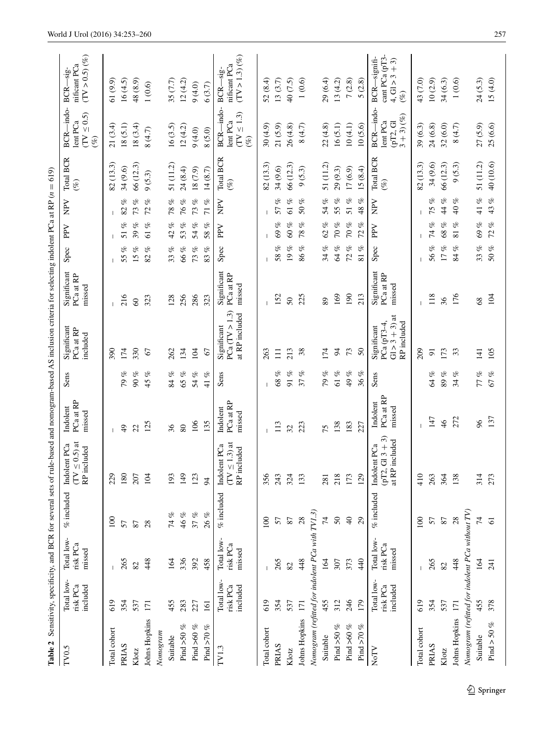**Table 2** Sensitivity, specificity, and BCR for several sets of rule-based and nomogram-based AS inclusion criteria for selecting indolent PCa at RP ($n = 619$)

| TV0.5 | Total low-risk PCa included | Total low-risk PCa missed | % included | Indolent PCa (TV ≤ 0.5) at RP included | Indolent PCa at RP missed | Sens | Significant PCa at RP included | Significant PCa at RP missed | Spec | PPV | NPV | Total BCR (%) | BCR—indolent PCa (TV ≤ 0.5) (%) | BCR—significant PCa (TV > 0.5) (%) |
|---|---|---|---|---|---|---|---|---|---|---|---|---|---|---|
| Total cohort | 619 | – | 100 | 229 | – | | 390 | – | – | – | – | 82 (13.3) | 21 (3.4) | 61 (9.9) |
| PRIAS | 354 | 265 | 57 | 180 | 49 | 79 % | 174 | 216 | 55 % | 51 % | 82 % | 34 (9.6) | 18 (5.1) | 16 (4.5) |
| Klotz | 537 | 82 | 87 | 207 | 22 | 90 % | 330 | 60 | 15 % | 39 % | 73 % | 66 (12.3) | 18 (3.4) | 48 (8.9) |
| Johns Hopkins | 171 | 448 | 28 | 104 | 125 | 45 % | 67 | 323 | 82 % | 61 % | 72 % | 9 (5.3) | 8 (4.7) | 1 (0.6) |
| *Nomogram* | | | | | | | | | | | | | | |
| Suitable | 455 | 164 | 74 % | 193 | 36 | 84 % | 262 | 128 | 33 % | 42 % | 78 % | 51 (11.2) | 16 (3.5) | 35 (7.7) |
| Pind >50 % | 283 | 336 | 46 % | 149 | 80 | 65 % | 134 | 256 | 66 % | 53 % | 76 % | 24 (8.4) | 12 (4.2) | 12 (4.2) |
| Pind >60 % | 227 | 392 | 37 % | 123 | 106 | 54 % | 104 | 286 | 73 % | 54 % | 73 % | 18 (7.9) | 9 (4.0) | 9 (4.0) |
| Pind >70 % | 161 | 458 | 26 % | 94 | 135 | 41 % | 67 | 323 | 83 % | 58 % | 71 % | 14 (8.7) | 8 (5.0) | 6 (3.7) |
| **TV1.3** | **Total low-risk PCa included** | **Total low-risk PCa missed** | **% included** | **Indolent PCa (TV ≤ 1.3) at RP included** | **Indolent PCa at RP missed** | **Sens** | **Significant PCa (TV > 1.3) at RP included** | **Significant PCa at RP missed** | **Spec** | **PPV** | **NPV** | **Total BCR (%)** | **BCR—indolent PCa (TV ≤ 1.3) (%)** | **BCR—significant PCa (TV > 1.3) (%)** |
| Total cohort | 619 | – | 100 | 356 | – | – | 263 | – | – | – | – | 82 (13.3) | 30 (4.9) | 52 (8.4) |
| PRIAS | 354 | 265 | 57 | 243 | 113 | 68 % | 111 | 152 | 58 % | 69 % | 57 % | 34 (9.6) | 21 (5.9) | 13 (3.7) |
| Klotz | 537 | 82 | 87 | 324 | 32 | 91 % | 213 | 50 | 19 % | 60 % | 61 % | 66 (12.3) | 26 (4.8) | 40 (7.5) |
| Johns Hopkins | 171 | 448 | 28 | 133 | 223 | 37 % | 38 | 225 | 86 % | 78 % | 50 % | 9 (5.3) | 8 (4.7) | 1 (0.6) |
| *Nomogram (refitted for indolent PCa with TV1.3)* | | | | | | | | | | | | | | |
| Suitable | 455 | 164 | 74 | 281 | 75 | 79 % | 174 | 89 | 34 % | 62 % | 54 % | 51 (11.2) | 22 (4.8) | 29 (6.4) |
| Pind >50 % | 312 | 307 | 50 | 218 | 138 | 61 % | 94 | 169 | 64 % | 70 % | 55 % | 29 (9.3) | 16 (5.1) | 13 (4.2) |
| Pind >60 % | 246 | 373 | 40 | 173 | 183 | 49 % | 73 | 190 | 72 % | 70 % | 51 % | 17 (6.9) | 10 (4.1) | 7 (2.8) |
| Pind >70 % | 179 | 440 | 29 | 129 | 227 | 36 % | 50 | 213 | 81 % | 72 % | 48 % | 15 (8.4) | 10 (5.6) | 5 (2.8) |
| **NoTV** | **Total low-risk PCa included** | **Total low-risk PCa missed** | **% included** | **Indolent PCa (pT2, Gl 3 + 3) at RP included** | **Indolent PCa at RP missed** | **Sens** | **Significant PCa (pT3-4, Gl > 3 + 3) at RP included** | **Significant PCa at RP missed** | **Spec** | **PPV** | **NPV** | **Total BCR (%)** | **BCR—indolent PCa (pT2, Gl 3 + 3) (%)** | **BCR—significant PCa (pT3-4, Gl > 3 + 3) (%)** |
| Total cohort | 619 | – | 100 | 410 | – | | 209 | – | – | – | – | 82 (13.3) | 39 (6.3) | 43 (7.0) |
| PRIAS | 354 | 265 | 57 | 263 | 147 | 64 % | 91 | 118 | 56 % | 74 % | 75 % | 34 (9.6) | 24 (6.8) | 10 (2.9) |
| Klotz | 537 | 82 | 87 | 364 | 46 | 89 % | 173 | 36 | 17 % | 68 % | 44 % | 66 (12.3) | 32 (6.0) | 34 (6.3) |
| Johns Hopkins | 171 | 448 | 28 | 138 | 272 | 34 % | 33 | 176 | 84 % | 81 % | 40 % | 9 (5.3) | 8 (4.7) | 1 (0.6) |
| *Nomogram (refitted for indolent PCa without TV)* | | | | | | | | | | | | | | |
| Suitable | 455 | 164 | 74 | 314 | 96 | 77 % | 141 | 68 | 33 % | 69 % | 41 % | 51 (11.2) | 27 (5.9) | 24 (5.3) |
| Pind > 50 % | 378 | 241 | 61 | 273 | 137 | 67 % | 105 | 104 | 50 % | 72 % | 43 % | 40 (10.6) | 25 (6.6) | 15 (4.0) |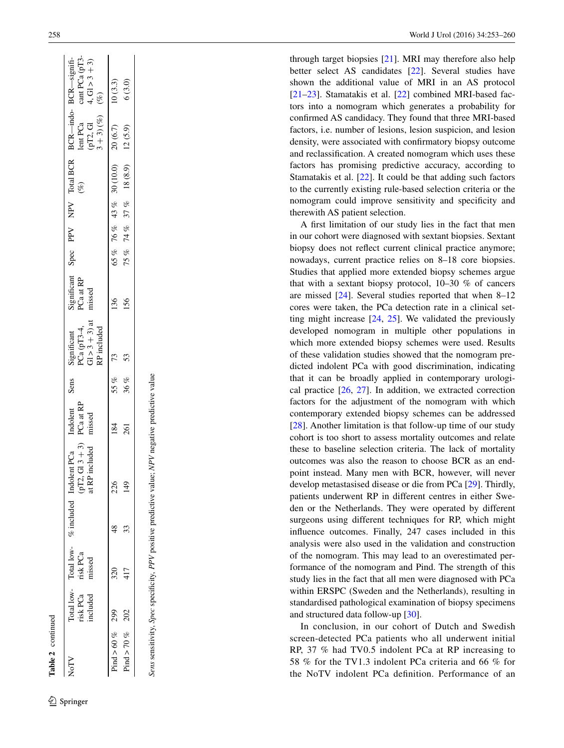**Table 2** continued

| NoTV | Total low-risk PCa included | Total low-risk PCa missed | % included | Indolent PCa (pT2, Gl 3 + 3) at RP included | Indolent PCa at RP missed | Sens | Significant PCa (pT3-4, Gl > 3 + 3) at RP included | Significant PCa at RP missed | Spec | PPV | NPV | Total BCR (%) | BCR—indolent PCa (pT2, Gl 3 + 3) (%) | BCR—significant PCa (pT3-4, Gl > 3 + 3) (%) |
|---|---|---|---|---|---|---|---|---|---|---|---|---|---|---|
| Pind > 60 % | 299 | 320 | 48 | 226 | 184 | 55 % | 73 | 136 | 65 % | 76 % | 43 % | 30 (10.0) | 20 (6.7) | 10 (3.3) |
| Pind > 70 % | 202 | 417 | 33 | 149 | 261 | 36 % | 53 | 156 | 75 % | 74 % | 37 % | 18 (8.9) | 12 (5.9) | 6 (3.0) |

*Sens* sensitivity, *Spec* specificity, *PPV* positive predictive value; *NPV* negative predictive value

through target biopsies [21]. MRI may therefore also help better select AS candidates [22]. Several studies have shown the additional value of MRI in an AS protocol [21–23]. Stamatakis et al. [22] combined MRI-based factors into a nomogram which generates a probability for confirmed AS candidacy. They found that three MRI-based factors, i.e. number of lesions, lesion suspicion, and lesion density, were associated with confirmatory biopsy outcome and reclassification. A created nomogram which uses these factors has promising predictive accuracy, according to Stamatakis et al. [22]. It could be that adding such factors to the currently existing rule-based selection criteria or the nomogram could improve sensitivity and specificity and therewith AS patient selection.

A first limitation of our study lies in the fact that men in our cohort were diagnosed with sextant biopsies. Sextant biopsy does not reflect current clinical practice anymore; nowadays, current practice relies on 8–18 core biopsies. Studies that applied more extended biopsy schemes argue that with a sextant biopsy protocol, 10–30 % of cancers are missed [24]. Several studies reported that when 8–12 cores were taken, the PCa detection rate in a clinical setting might increase [24, 25]. We validated the previously developed nomogram in multiple other populations in which more extended biopsy schemes were used. Results of these validation studies showed that the nomogram predicted indolent PCa with good discrimination, indicating that it can be broadly applied in contemporary urological practice [26, 27]. In addition, we extracted correction factors for the adjustment of the nomogram with which contemporary extended biopsy schemes can be addressed [28]. Another limitation is that follow-up time of our study cohort is too short to assess mortality outcomes and relate these to baseline selection criteria. The lack of mortality outcomes was also the reason to choose BCR as an endpoint instead. Many men with BCR, however, will never develop metastasised disease or die from PCa [29]. Thirdly, patients underwent RP in different centres in either Sweden or the Netherlands. They were operated by different surgeons using different techniques for RP, which might influence outcomes. Finally, 247 cases included in this analysis were also used in the validation and construction of the nomogram. This may lead to an overestimated performance of the nomogram and Pind. The strength of this study lies in the fact that all men were diagnosed with PCa within ERSPC (Sweden and the Netherlands), resulting in standardised pathological examination of biopsy specimens and structured data follow-up [30].

In conclusion, in our cohort of Dutch and Swedish screen-detected PCa patients who all underwent initial RP, 37 % had TV0.5 indolent PCa at RP increasing to 58 % for the TV1.3 indolent PCa criteria and 66 % for the NoTV indolent PCa definition. Performance of an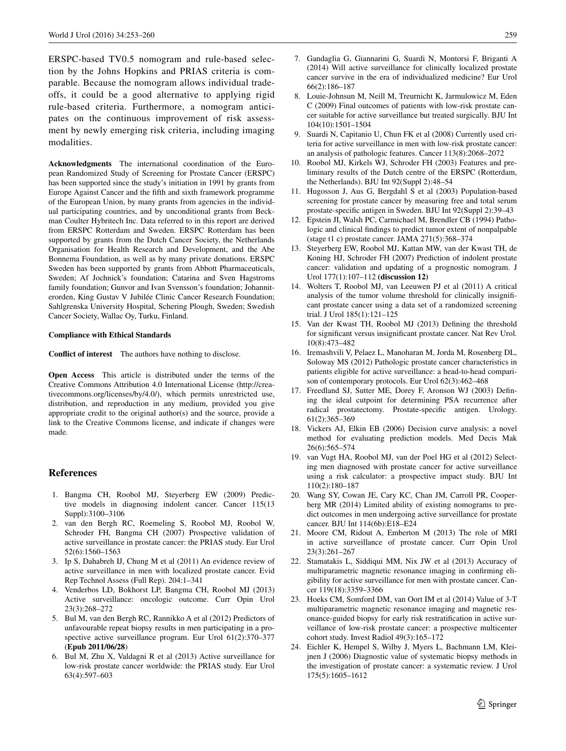ERSPC-based TV0.5 nomogram and rule-based selection by the Johns Hopkins and PRIAS criteria is comparable. Because the nomogram allows individual trade-offs, it could be a good alternative to applying rigid rule-based criteria. Furthermore, a nomogram anticipates on the continuous improvement of risk assessment by newly emerging risk criteria, including imaging modalities.

**Acknowledgments** The international coordination of the European Randomized Study of Screening for Prostate Cancer (ERSPC) has been supported since the study's initiation in 1991 by grants from Europe Against Cancer and the fifth and sixth framework programme of the European Union, by many grants from agencies in the individual participating countries, and by unconditional grants from Beckman Coulter Hybritech Inc. Data referred to in this report are derived from ERSPC Rotterdam and Sweden. ERSPC Rotterdam has been supported by grants from the Dutch Cancer Society, the Netherlands Organisation for Health Research and Development, and the Abe Bonnema Foundation, as well as by many private donations. ERSPC Sweden has been supported by grants from Abbott Pharmaceuticals, Sweden; Af Jochnick's foundation; Catarina and Sven Hagstroms family foundation; Gunvor and Ivan Svensson's foundation; Johanniterorden, King Gustav V Jubilée Clinic Cancer Research Foundation; Sahlgrenska University Hospital, Schering Plough, Sweden; Swedish Cancer Society, Wallac Oy, Turku, Finland.

**Compliance with Ethical Standards**

**Conflict of interest** The authors have nothing to disclose.

**Open Access** This article is distributed under the terms of the Creative Commons Attribution 4.0 International License (http://creativecommons.org/licenses/by/4.0/), which permits unrestricted use, distribution, and reproduction in any medium, provided you give appropriate credit to the original author(s) and the source, provide a link to the Creative Commons license, and indicate if changes were made.

## References

1. Bangma CH, Roobol MJ, Steyerberg EW (2009) Predictive models in diagnosing indolent cancer. Cancer 115(13 Suppl):3100–3106
2. van den Bergh RC, Roemeling S, Roobol MJ, Roobol W, Schroder FH, Bangma CH (2007) Prospective validation of active surveillance in prostate cancer: the PRIAS study. Eur Urol 52(6):1560–1563
3. Ip S, Dahabreh IJ, Chung M et al (2011) An evidence review of active surveillance in men with localized prostate cancer. Evid Rep Technol Assess (Full Rep). 204:1–341
4. Venderbos LD, Bokhorst LP, Bangma CH, Roobol MJ (2013) Active surveillance: oncologic outcome. Curr Opin Urol 23(3):268–272
5. Bul M, van den Bergh RC, Rannikko A et al (2012) Predictors of unfavourable repeat biopsy results in men participating in a prospective active surveillance program. Eur Urol 61(2):370–377 (**Epub 2011/06/28**)
6. Bul M, Zhu X, Valdagni R et al (2013) Active surveillance for low-risk prostate cancer worldwide: the PRIAS study. Eur Urol 63(4):597–603
7. Gandaglia G, Giannarini G, Suardi N, Montorsi F, Briganti A (2014) Will active surveillance for clinically localized prostate cancer survive in the era of individualized medicine? Eur Urol 66(2):186–187
8. Louie-Johnsun M, Neill M, Treurnicht K, Jarmulowicz M, Eden C (2009) Final outcomes of patients with low-risk prostate cancer suitable for active surveillance but treated surgically. BJU Int 104(10):1501–1504
9. Suardi N, Capitanio U, Chun FK et al (2008) Currently used criteria for active surveillance in men with low-risk prostate cancer: an analysis of pathologic features. Cancer 113(8):2068–2072
10. Roobol MJ, Kirkels WJ, Schroder FH (2003) Features and preliminary results of the Dutch centre of the ERSPC (Rotterdam, the Netherlands). BJU Int 92(Suppl 2):48–54
11. Hugosson J, Aus G, Bergdahl S et al (2003) Population-based screening for prostate cancer by measuring free and total serum prostate-specific antigen in Sweden. BJU Int 92(Suppl 2):39–43
12. Epstein JI, Walsh PC, Carmichael M, Brendler CB (1994) Pathologic and clinical findings to predict tumor extent of nonpalpable (stage t1 c) prostate cancer. JAMA 271(5):368–374
13. Steyerberg EW, Roobol MJ, Kattan MW, van der Kwast TH, de Koning HJ, Schroder FH (2007) Prediction of indolent prostate cancer: validation and updating of a prognostic nomogram. J Urol 177(1):107–112 **(discussion 12)**
14. Wolters T, Roobol MJ, van Leeuwen PJ et al (2011) A critical analysis of the tumor volume threshold for clinically insignificant prostate cancer using a data set of a randomized screening trial. J Urol 185(1):121–125
15. Van der Kwast TH, Roobol MJ (2013) Defining the threshold for significant versus insignificant prostate cancer. Nat Rev Urol. 10(8):473–482
16. Iremashvili V, Pelaez L, Manoharan M, Jorda M, Rosenberg DL, Soloway MS (2012) Pathologic prostate cancer characteristics in patients eligible for active surveillance: a head-to-head comparison of contemporary protocols. Eur Urol 62(3):462–468
17. Freedland SJ, Sutter ME, Dorey F, Aronson WJ (2003) Defining the ideal cutpoint for determining PSA recurrence after radical prostatectomy. Prostate-specific antigen. Urology. 61(2):365–369
18. Vickers AJ, Elkin EB (2006) Decision curve analysis: a novel method for evaluating prediction models. Med Decis Mak 26(6):565–574
19. van Vugt HA, Roobol MJ, van der Poel HG et al (2012) Selecting men diagnosed with prostate cancer for active surveillance using a risk calculator: a prospective impact study. BJU Int 110(2):180–187
20. Wang SY, Cowan JE, Cary KC, Chan JM, Carroll PR, Cooperberg MR (2014) Limited ability of existing nomograms to predict outcomes in men undergoing active surveillance for prostate cancer. BJU Int 114(6b):E18–E24
21. Moore CM, Ridout A, Emberton M (2013) The role of MRI in active surveillance of prostate cancer. Curr Opin Urol 23(3):261–267
22. Stamatakis L, Siddiqui MM, Nix JW et al (2013) Accuracy of multiparametric magnetic resonance imaging in confirming eligibility for active surveillance for men with prostate cancer. Cancer 119(18):3359–3366
23. Hoeks CM, Somford DM, van Oort IM et al (2014) Value of 3-T multiparametric magnetic resonance imaging and magnetic resonance-guided biopsy for early risk restratification in active surveillance of low-risk prostate cancer: a prospective multicenter cohort study. Invest Radiol 49(3):165–172
24. Eichler K, Hempel S, Wilby J, Myers L, Bachmann LM, Kleijnen J (2006) Diagnostic value of systematic biopsy methods in the investigation of prostate cancer: a systematic review. J Urol 175(5):1605–1612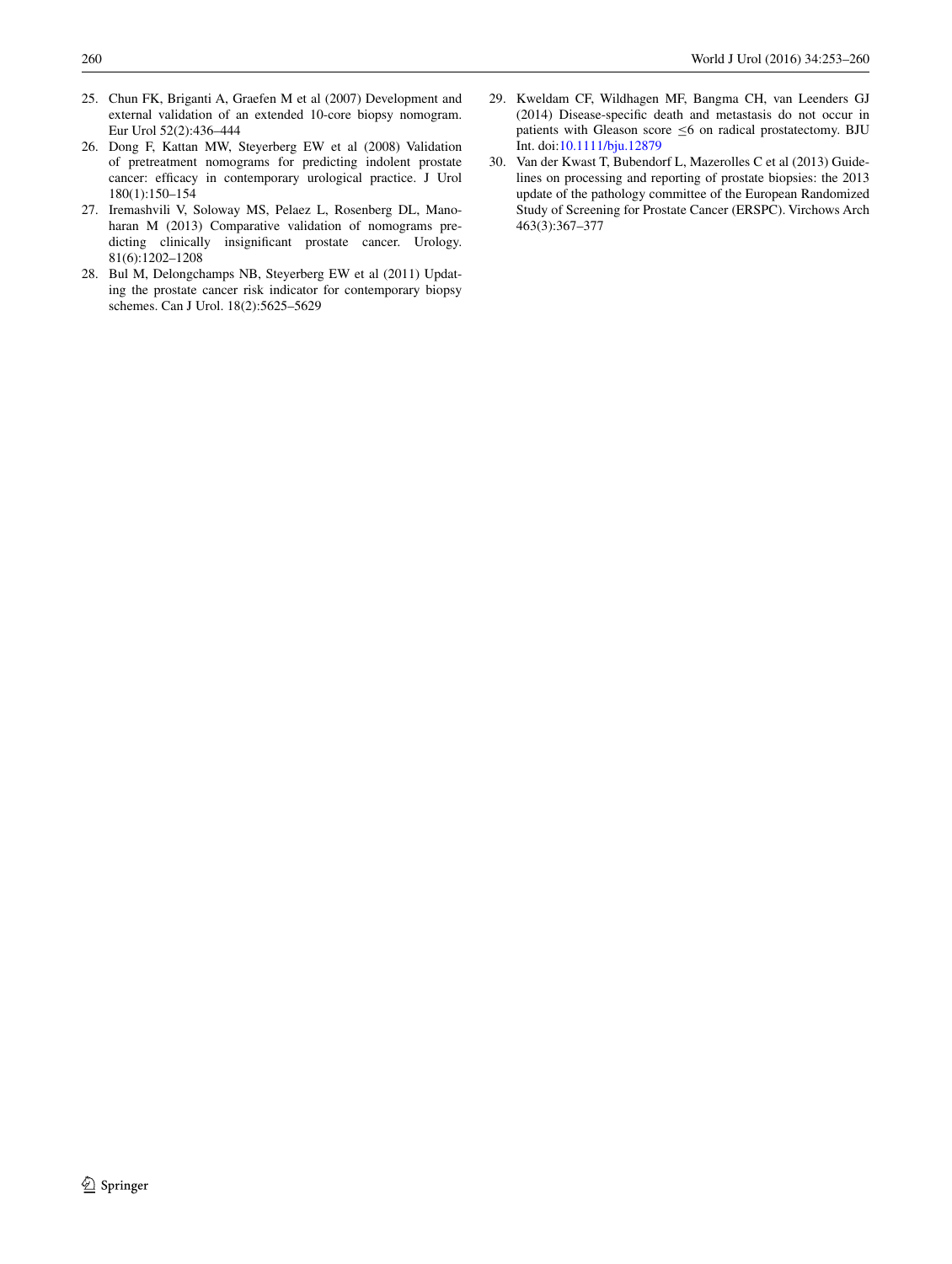25. Chun FK, Briganti A, Graefen M et al (2007) Development and external validation of an extended 10-core biopsy nomogram. Eur Urol 52(2):436–444
26. Dong F, Kattan MW, Steyerberg EW et al (2008) Validation of pretreatment nomograms for predicting indolent prostate cancer: efficacy in contemporary urological practice. J Urol 180(1):150–154
27. Iremashvili V, Soloway MS, Pelaez L, Rosenberg DL, Manoharan M (2013) Comparative validation of nomograms predicting clinically insignificant prostate cancer. Urology. 81(6):1202–1208
28. Bul M, Delongchamps NB, Steyerberg EW et al (2011) Updating the prostate cancer risk indicator for contemporary biopsy schemes. Can J Urol. 18(2):5625–5629
29. Kweldam CF, Wildhagen MF, Bangma CH, van Leenders GJ (2014) Disease-specific death and metastasis do not occur in patients with Gleason score ≤6 on radical prostatectomy. BJU Int. doi:10.1111/bju.12879
30. Van der Kwast T, Bubendorf L, Mazerolles C et al (2013) Guidelines on processing and reporting of prostate biopsies: the 2013 update of the pathology committee of the European Randomized Study of Screening for Prostate Cancer (ERSPC). Virchows Arch 463(3):367–377